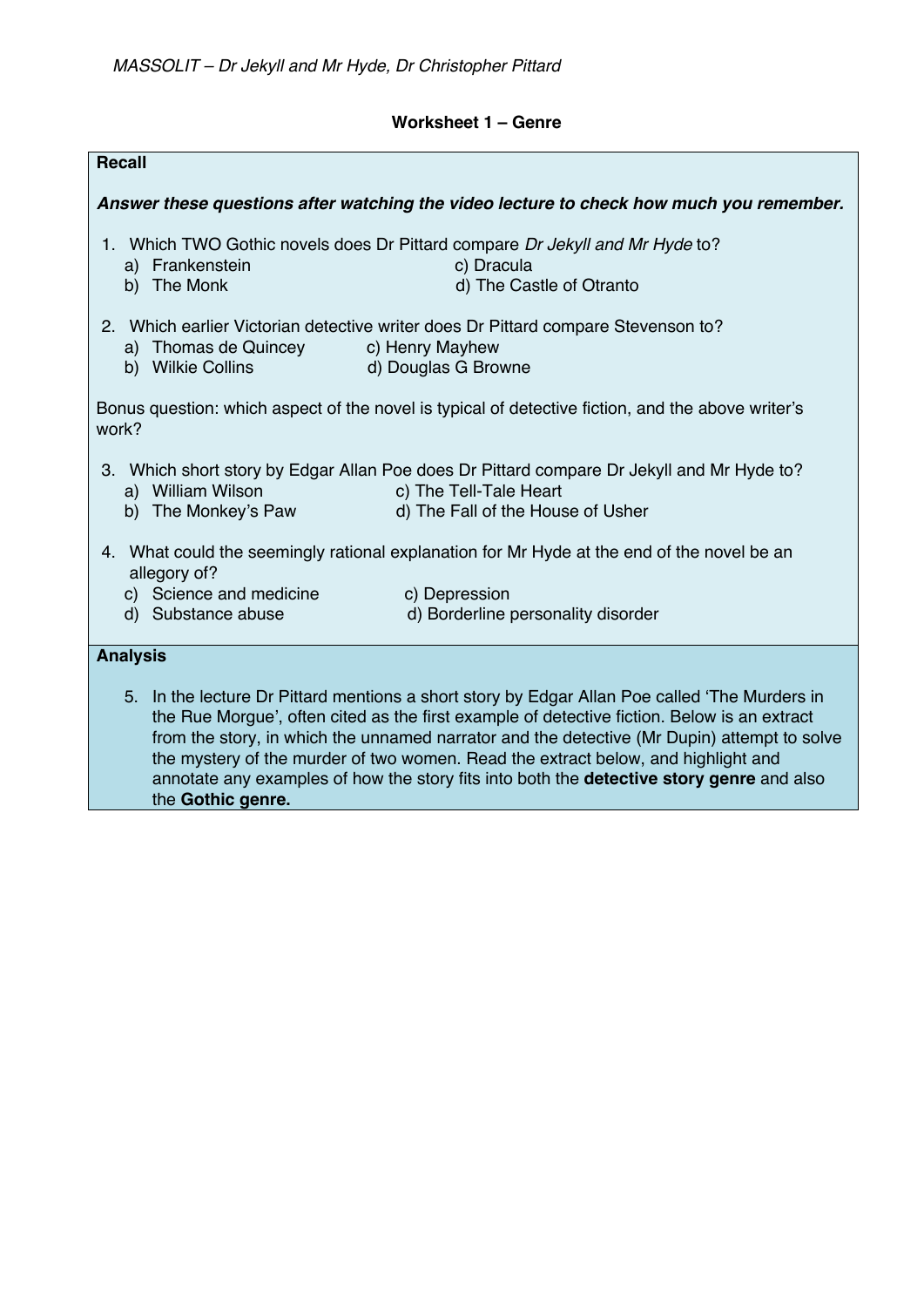*MASSOLIT – Dr Jekyll and Mr Hyde, Dr Christopher Pittard*

## Worksheet 1 – Genre

**Recall**

***Answer these questions after watching the video lecture to check how much you remember.***

1. Which TWO Gothic novels does Dr Pittard compare *Dr Jekyll and Mr Hyde* to?
   a) Frankenstein
   b) The Monk
   c) Dracula
   d) The Castle of Otranto

2. Which earlier Victorian detective writer does Dr Pittard compare Stevenson to?
   a) Thomas de Quincey
   b) Wilkie Collins
   c) Henry Mayhew
   d) Douglas G Browne

Bonus question: which aspect of the novel is typical of detective fiction, and the above writer's work?

3. Which short story by Edgar Allan Poe does Dr Pittard compare Dr Jekyll and Mr Hyde to?
   a) William Wilson
   b) The Monkey's Paw
   c) The Tell-Tale Heart
   d) The Fall of the House of Usher

4. What could the seemingly rational explanation for Mr Hyde at the end of the novel be an allegory of?
   c) Science and medicine
   d) Substance abuse
   c) Depression
   d) Borderline personality disorder

**Analysis**

5. In the lecture Dr Pittard mentions a short story by Edgar Allan Poe called 'The Murders in the Rue Morgue', often cited as the first example of detective fiction. Below is an extract from the story, in which the unnamed narrator and the detective (Mr Dupin) attempt to solve the mystery of the murder of two women. Read the extract below, and highlight and annotate any examples of how the story fits into both the **detective story genre** and also the **Gothic genre.**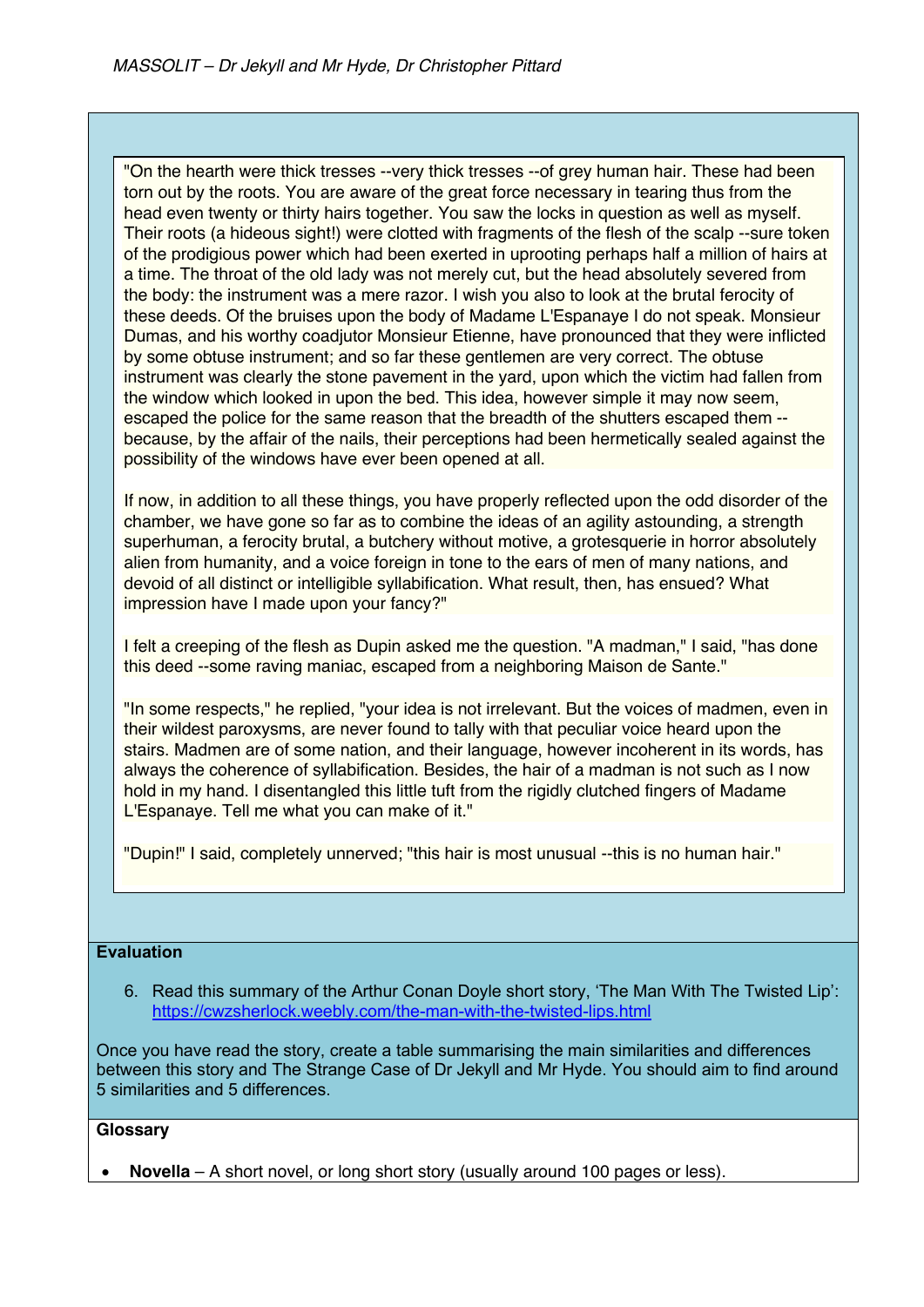"On the hearth were thick tresses --very thick tresses --of grey human hair. These had been torn out by the roots. You are aware of the great force necessary in tearing thus from the head even twenty or thirty hairs together. You saw the locks in question as well as myself. Their roots (a hideous sight!) were clotted with fragments of the flesh of the scalp --sure token of the prodigious power which had been exerted in uprooting perhaps half a million of hairs at a time. The throat of the old lady was not merely cut, but the head absolutely severed from the body: the instrument was a mere razor. I wish you also to look at the brutal ferocity of these deeds. Of the bruises upon the body of Madame L'Espanaye I do not speak. Monsieur Dumas, and his worthy coadjutor Monsieur Etienne, have pronounced that they were inflicted by some obtuse instrument; and so far these gentlemen are very correct. The obtuse instrument was clearly the stone pavement in the yard, upon which the victim had fallen from the window which looked in upon the bed. This idea, however simple it may now seem, escaped the police for the same reason that the breadth of the shutters escaped them --because, by the affair of the nails, their perceptions had been hermetically sealed against the possibility of the windows have ever been opened at all.

If now, in addition to all these things, you have properly reflected upon the odd disorder of the chamber, we have gone so far as to combine the ideas of an agility astounding, a strength superhuman, a ferocity brutal, a butchery without motive, a grotesquerie in horror absolutely alien from humanity, and a voice foreign in tone to the ears of men of many nations, and devoid of all distinct or intelligible syllabification. What result, then, has ensued? What impression have I made upon your fancy?"

I felt a creeping of the flesh as Dupin asked me the question. "A madman," I said, "has done this deed --some raving maniac, escaped from a neighboring Maison de Sante."

"In some respects," he replied, "your idea is not irrelevant. But the voices of madmen, even in their wildest paroxysms, are never found to tally with that peculiar voice heard upon the stairs. Madmen are of some nation, and their language, however incoherent in its words, has always the coherence of syllabification. Besides, the hair of a madman is not such as I now hold in my hand. I disentangled this little tuft from the rigidly clutched fingers of Madame L'Espanaye. Tell me what you can make of it."

"Dupin!" I said, completely unnerved; "this hair is most unusual --this is no human hair."

## Evaluation

6. Read this summary of the Arthur Conan Doyle short story, 'The Man With The Twisted Lip': https://cwzsherlock.weebly.com/the-man-with-the-twisted-lips.html

Once you have read the story, create a table summarising the main similarities and differences between this story and The Strange Case of Dr Jekyll and Mr Hyde. You should aim to find around 5 similarities and 5 differences.

## Glossary

- **Novella** – A short novel, or long short story (usually around 100 pages or less).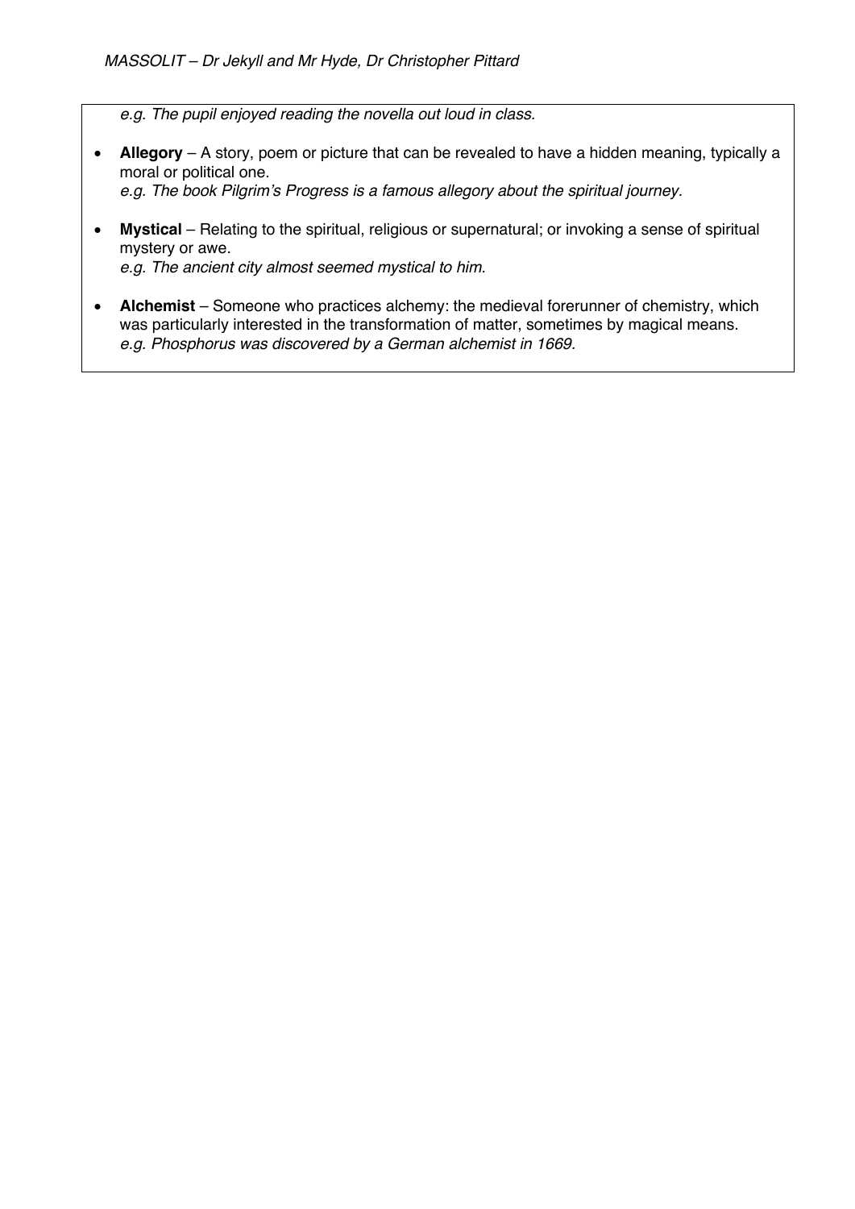*e.g. The pupil enjoyed reading the novella out loud in class.*

- **Allegory** – A story, poem or picture that can be revealed to have a hidden meaning, typically a moral or political one.
  *e.g. The book Pilgrim's Progress is a famous allegory about the spiritual journey.*

- **Mystical** – Relating to the spiritual, religious or supernatural; or invoking a sense of spiritual mystery or awe.
  *e.g. The ancient city almost seemed mystical to him.*

- **Alchemist** – Someone who practices alchemy: the medieval forerunner of chemistry, which was particularly interested in the transformation of matter, sometimes by magical means.
  *e.g. Phosphorus was discovered by a German alchemist in 1669.*